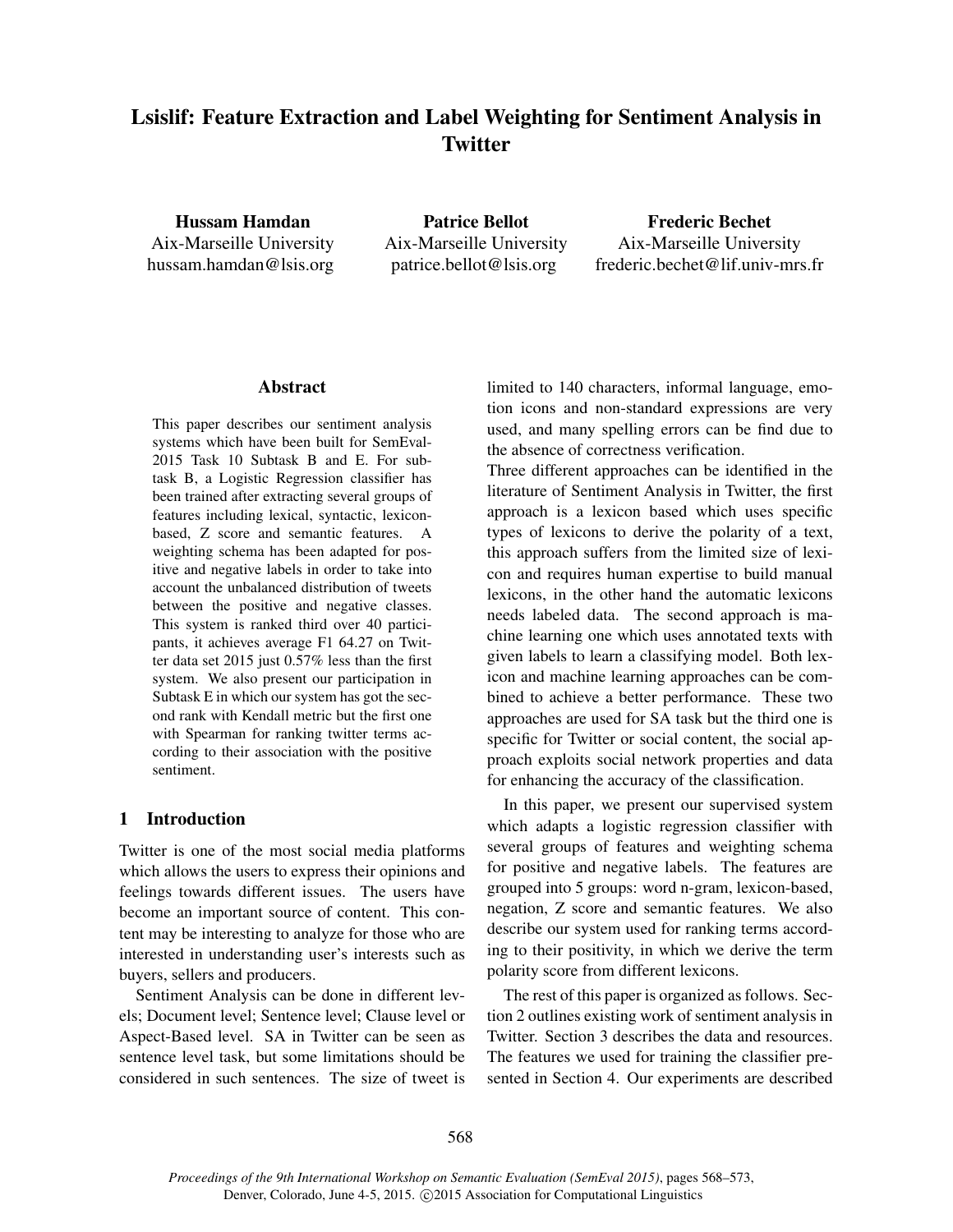# Lsislif: Feature Extraction and Label Weighting for Sentiment Analysis in Twitter

**Hussam Hamdan**
Aix-Marseille University
hussam.hamdan@lsis.org

**Patrice Bellot**
Aix-Marseille University
patrice.bellot@lsis.org

**Frederic Bechet**
Aix-Marseille University
frederic.bechet@lif.univ-mrs.fr

## Abstract

This paper describes our sentiment analysis systems which have been built for SemEval-2015 Task 10 Subtask B and E. For subtask B, a Logistic Regression classifier has been trained after extracting several groups of features including lexical, syntactic, lexicon-based, Z score and semantic features. A weighting schema has been adapted for positive and negative labels in order to take into account the unbalanced distribution of tweets between the positive and negative classes. This system is ranked third over 40 participants, it achieves average F1 64.27 on Twitter data set 2015 just 0.57% less than the first system. We also present our participation in Subtask E in which our system has got the second rank with Kendall metric but the first one with Spearman for ranking twitter terms according to their association with the positive sentiment.

## 1 Introduction

Twitter is one of the most social media platforms which allows the users to express their opinions and feelings towards different issues. The users have become an important source of content. This content may be interesting to analyze for those who are interested in understanding user's interests such as buyers, sellers and producers.

Sentiment Analysis can be done in different levels; Document level; Sentence level; Clause level or Aspect-Based level. SA in Twitter can be seen as sentence level task, but some limitations should be considered in such sentences. The size of tweet is limited to 140 characters, informal language, emotion icons and non-standard expressions are very used, and many spelling errors can be find due to the absence of correctness verification.

Three different approaches can be identified in the literature of Sentiment Analysis in Twitter, the first approach is a lexicon based which uses specific types of lexicons to derive the polarity of a text, this approach suffers from the limited size of lexicon and requires human expertise to build manual lexicons, in the other hand the automatic lexicons needs labeled data. The second approach is machine learning one which uses annotated texts with given labels to learn a classifying model. Both lexicon and machine learning approaches can be combined to achieve a better performance. These two approaches are used for SA task but the third one is specific for Twitter or social content, the social approach exploits social network properties and data for enhancing the accuracy of the classification.

In this paper, we present our supervised system which adapts a logistic regression classifier with several groups of features and weighting schema for positive and negative labels. The features are grouped into 5 groups: word n-gram, lexicon-based, negation, Z score and semantic features. We also describe our system used for ranking terms according to their positivity, in which we derive the term polarity score from different lexicons.

The rest of this paper is organized as follows. Section 2 outlines existing work of sentiment analysis in Twitter. Section 3 describes the data and resources. The features we used for training the classifier presented in Section 4. Our experiments are described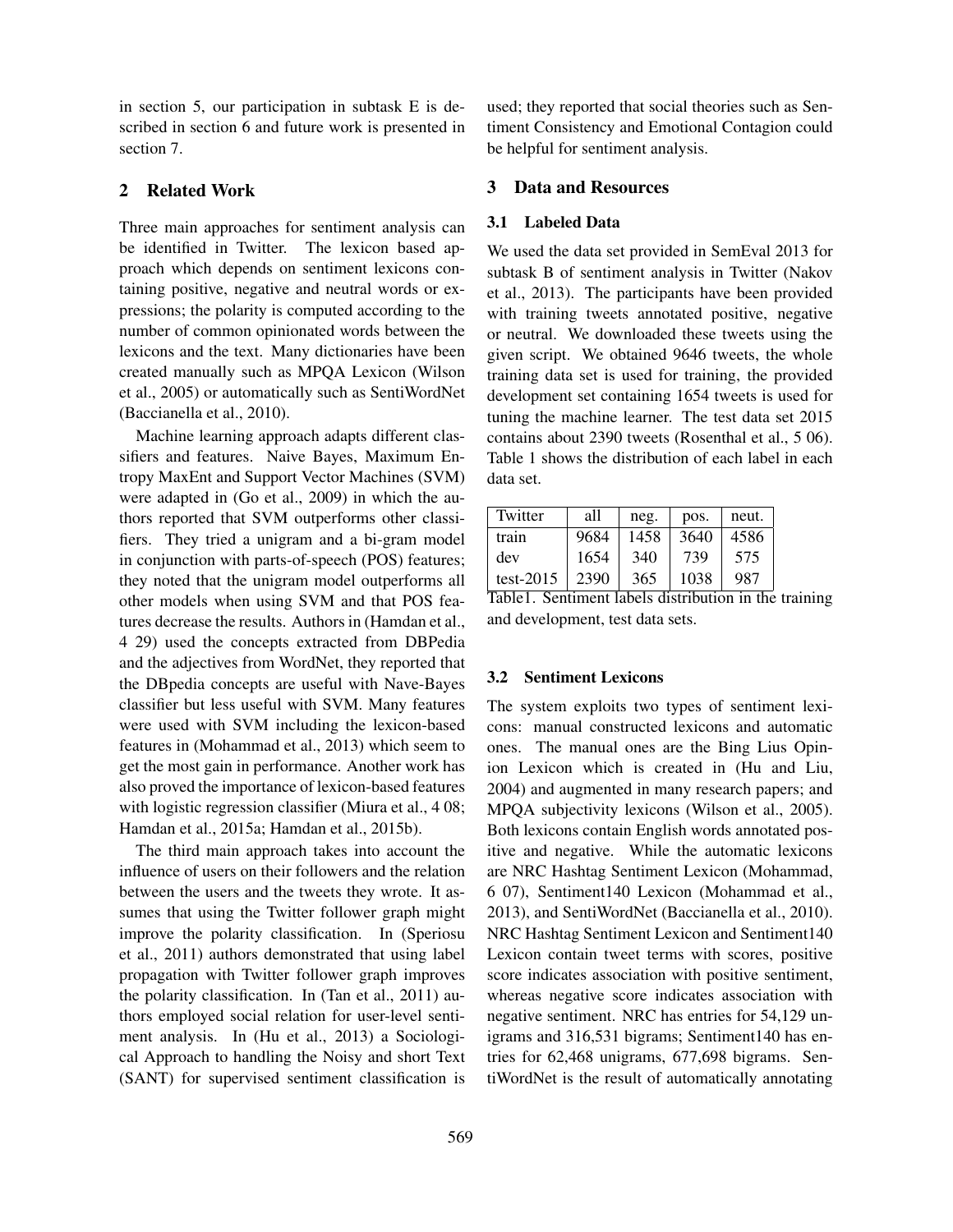in section 5, our participation in subtask E is described in section 6 and future work is presented in section 7.

## 2 Related Work

Three main approaches for sentiment analysis can be identified in Twitter. The lexicon based approach which depends on sentiment lexicons containing positive, negative and neutral words or expressions; the polarity is computed according to the number of common opinionated words between the lexicons and the text. Many dictionaries have been created manually such as MPQA Lexicon (Wilson et al., 2005) or automatically such as SentiWordNet (Baccianella et al., 2010).

Machine learning approach adapts different classifiers and features. Naive Bayes, Maximum Entropy MaxEnt and Support Vector Machines (SVM) were adapted in (Go et al., 2009) in which the authors reported that SVM outperforms other classifiers. They tried a unigram and a bi-gram model in conjunction with parts-of-speech (POS) features; they noted that the unigram model outperforms all other models when using SVM and that POS features decrease the results. Authors in (Hamdan et al., 4 29) used the concepts extracted from DBPedia and the adjectives from WordNet, they reported that the DBpedia concepts are useful with Nave-Bayes classifier but less useful with SVM. Many features were used with SVM including the lexicon-based features in (Mohammad et al., 2013) which seem to get the most gain in performance. Another work has also proved the importance of lexicon-based features with logistic regression classifier (Miura et al., 4 08; Hamdan et al., 2015a; Hamdan et al., 2015b).

The third main approach takes into account the influence of users on their followers and the relation between the users and the tweets they wrote. It assumes that using the Twitter follower graph might improve the polarity classification. In (Speriosu et al., 2011) authors demonstrated that using label propagation with Twitter follower graph improves the polarity classification. In (Tan et al., 2011) authors employed social relation for user-level sentiment analysis. In (Hu et al., 2013) a Sociological Approach to handling the Noisy and short Text (SANT) for supervised sentiment classification is used; they reported that social theories such as Sentiment Consistency and Emotional Contagion could be helpful for sentiment analysis.

## 3 Data and Resources

### 3.1 Labeled Data

We used the data set provided in SemEval 2013 for subtask B of sentiment analysis in Twitter (Nakov et al., 2013). The participants have been provided with training tweets annotated positive, negative or neutral. We downloaded these tweets using the given script. We obtained 9646 tweets, the whole training data set is used for training, the provided development set containing 1654 tweets is used for tuning the machine learner. The test data set 2015 contains about 2390 tweets (Rosenthal et al., 5 06). Table 1 shows the distribution of each label in each data set.

| Twitter | all | neg. | pos. | neut. |
|---|---|---|---|---|
| train | 9684 | 1458 | 3640 | 4586 |
| dev | 1654 | 340 | 739 | 575 |
| test-2015 | 2390 | 365 | 1038 | 987 |

Table1. Sentiment labels distribution in the training and development, test data sets.

### 3.2 Sentiment Lexicons

The system exploits two types of sentiment lexicons: manual constructed lexicons and automatic ones. The manual ones are the Bing Lius Opinion Lexicon which is created in (Hu and Liu, 2004) and augmented in many research papers; and MPQA subjectivity lexicons (Wilson et al., 2005). Both lexicons contain English words annotated positive and negative. While the automatic lexicons are NRC Hashtag Sentiment Lexicon (Mohammad, 6 07), Sentiment140 Lexicon (Mohammad et al., 2013), and SentiWordNet (Baccianella et al., 2010). NRC Hashtag Sentiment Lexicon and Sentiment140 Lexicon contain tweet terms with scores, positive score indicates association with positive sentiment, whereas negative score indicates association with negative sentiment. NRC has entries for 54,129 unigrams and 316,531 bigrams; Sentiment140 has entries for 62,468 unigrams, 677,698 bigrams. SentiWordNet is the result of automatically annotating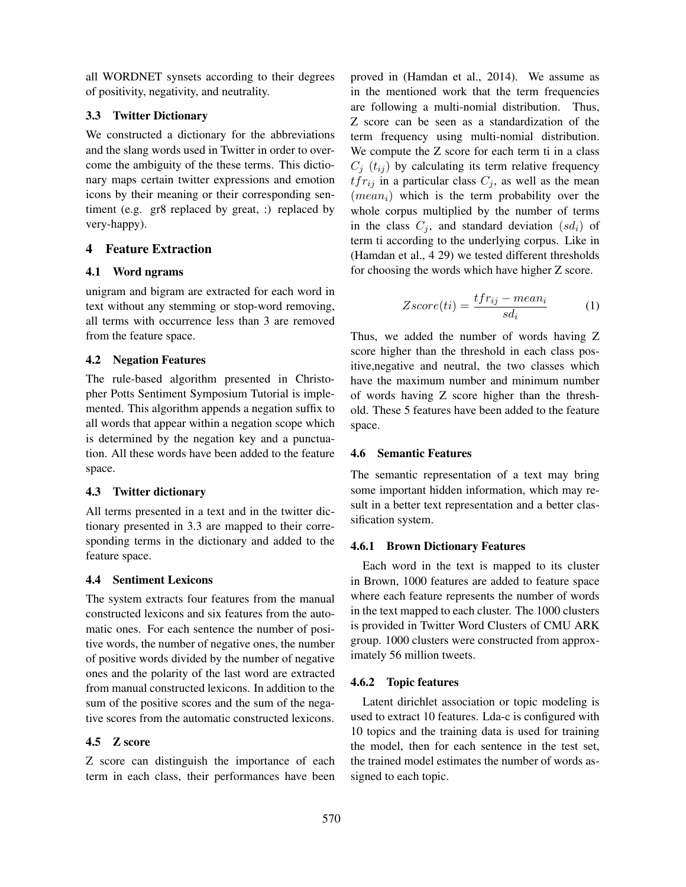all WORDNET synsets according to their degrees of positivity, negativity, and neutrality.

### 3.3 Twitter Dictionary

We constructed a dictionary for the abbreviations and the slang words used in Twitter in order to overcome the ambiguity of the these terms. This dictionary maps certain twitter expressions and emotion icons by their meaning or their corresponding sentiment (e.g. gr8 replaced by great, :) replaced by very-happy).

## 4 Feature Extraction

### 4.1 Word ngrams

unigram and bigram are extracted for each word in text without any stemming or stop-word removing, all terms with occurrence less than 3 are removed from the feature space.

### 4.2 Negation Features

The rule-based algorithm presented in Christopher Potts Sentiment Symposium Tutorial is implemented. This algorithm appends a negation suffix to all words that appear within a negation scope which is determined by the negation key and a punctuation. All these words have been added to the feature space.

### 4.3 Twitter dictionary

All terms presented in a text and in the twitter dictionary presented in 3.3 are mapped to their corresponding terms in the dictionary and added to the feature space.

### 4.4 Sentiment Lexicons

The system extracts four features from the manual constructed lexicons and six features from the automatic ones. For each sentence the number of positive words, the number of negative ones, the number of positive words divided by the number of negative ones and the polarity of the last word are extracted from manual constructed lexicons. In addition to the sum of the positive scores and the sum of the negative scores from the automatic constructed lexicons.

### 4.5 Z score

Z score can distinguish the importance of each term in each class, their performances have been proved in (Hamdan et al., 2014). We assume as in the mentioned work that the term frequencies are following a multi-nomial distribution. Thus, Z score can be seen as a standardization of the term frequency using multi-nomial distribution. We compute the Z score for each term ti in a class $C_j$ $(t_{ij})$ by calculating its term relative frequency $tfr_{ij}$ in a particular class $C_j$, as well as the mean $(mean_i)$ which is the term probability over the whole corpus multiplied by the number of terms in the class $C_j$, and standard deviation $(sd_i)$ of term ti according to the underlying corpus. Like in (Hamdan et al., 4 29) we tested different thresholds for choosing the words which have higher Z score.

$$Zscore(ti) = \frac{tfr_{ij} - mean_i}{sd_i} \tag{1}$$

Thus, we added the number of words having Z score higher than the threshold in each class positive,negative and neutral, the two classes which have the maximum number and minimum number of words having Z score higher than the threshold. These 5 features have been added to the feature space.

### 4.6 Semantic Features

The semantic representation of a text may bring some important hidden information, which may result in a better text representation and a better classification system.

#### 4.6.1 Brown Dictionary Features

Each word in the text is mapped to its cluster in Brown, 1000 features are added to feature space where each feature represents the number of words in the text mapped to each cluster. The 1000 clusters is provided in Twitter Word Clusters of CMU ARK group. 1000 clusters were constructed from approximately 56 million tweets.

#### 4.6.2 Topic features

Latent dirichlet association or topic modeling is used to extract 10 features. Lda-c is configured with 10 topics and the training data is used for training the model, then for each sentence in the test set, the trained model estimates the number of words assigned to each topic.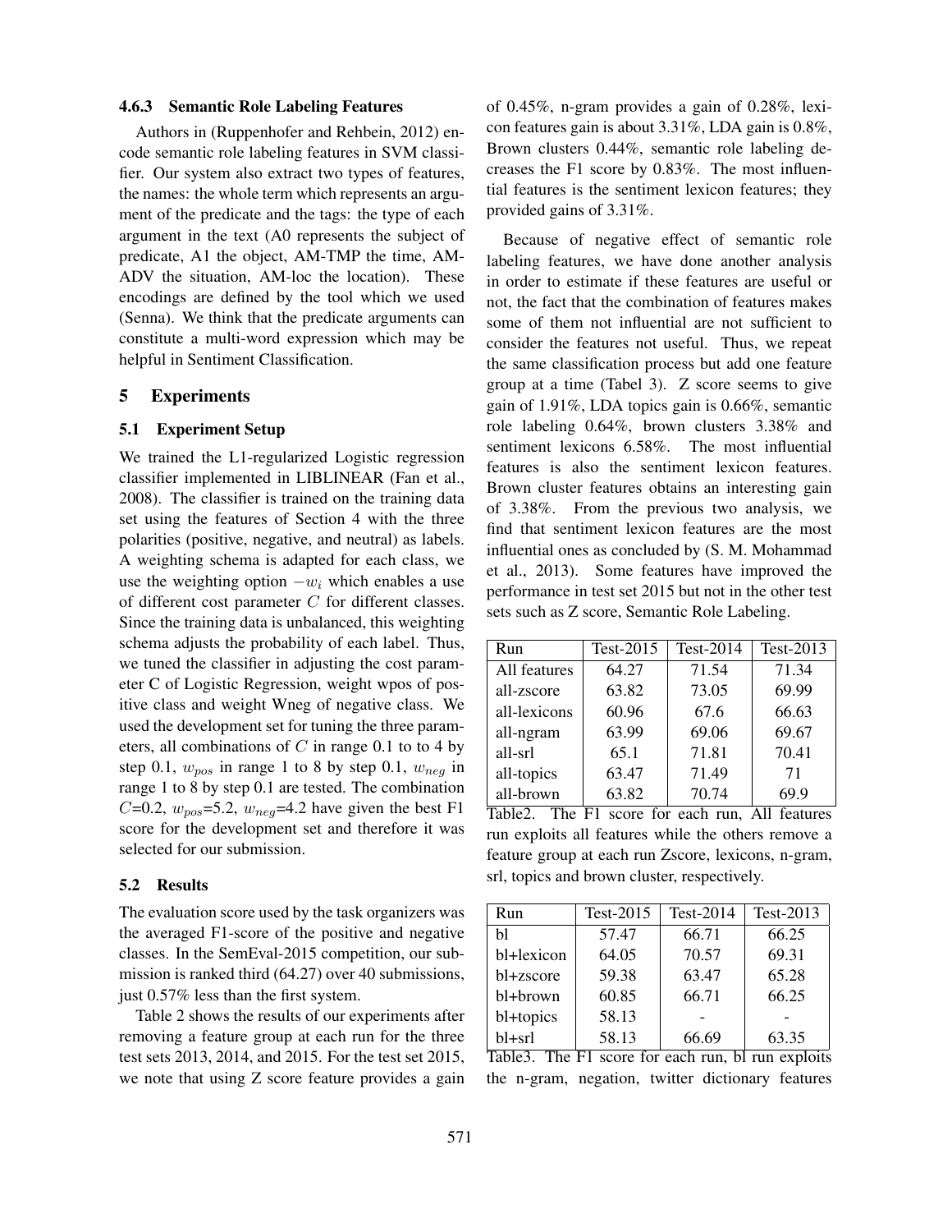#### 4.6.3 Semantic Role Labeling Features

Authors in (Ruppenhofer and Rehbein, 2012) encode semantic role labeling features in SVM classifier. Our system also extract two types of features, the names: the whole term which represents an argument of the predicate and the tags: the type of each argument in the text (A0 represents the subject of predicate, A1 the object, AM-TMP the time, AM-ADV the situation, AM-loc the location). These encodings are defined by the tool which we used (Senna). We think that the predicate arguments can constitute a multi-word expression which may be helpful in Sentiment Classification.

## 5 Experiments

### 5.1 Experiment Setup

We trained the L1-regularized Logistic regression classifier implemented in LIBLINEAR (Fan et al., 2008). The classifier is trained on the training data set using the features of Section 4 with the three polarities (positive, negative, and neutral) as labels. A weighting schema is adapted for each class, we use the weighting option $-w_i$ which enables a use of different cost parameter $C$ for different classes. Since the training data is unbalanced, this weighting schema adjusts the probability of each label. Thus, we tuned the classifier in adjusting the cost parameter C of Logistic Regression, weight wpos of positive class and weight Wneg of negative class. We used the development set for tuning the three parameters, all combinations of $C$ in range 0.1 to to 4 by step 0.1, $w_{pos}$ in range 1 to 8 by step 0.1, $w_{neg}$ in range 1 to 8 by step 0.1 are tested. The combination $C$=0.2, $w_{pos}$=5.2, $w_{neg}$=4.2 have given the best F1 score for the development set and therefore it was selected for our submission.

### 5.2 Results

The evaluation score used by the task organizers was the averaged F1-score of the positive and negative classes. In the SemEval-2015 competition, our submission is ranked third (64.27) over 40 submissions, just 0.57% less than the first system.

Table 2 shows the results of our experiments after removing a feature group at each run for the three test sets 2013, 2014, and 2015. For the test set 2015, we note that using Z score feature provides a gain of 0.45%, n-gram provides a gain of 0.28%, lexicon features gain is about 3.31%, LDA gain is 0.8%, Brown clusters 0.44%, semantic role labeling decreases the F1 score by 0.83%. The most influential features is the sentiment lexicon features; they provided gains of 3.31%.

Because of negative effect of semantic role labeling features, we have done another analysis in order to estimate if these features are useful or not, the fact that the combination of features makes some of them not influential are not sufficient to consider the features not useful. Thus, we repeat the same classification process but add one feature group at a time (Tabel 3). Z score seems to give gain of 1.91%, LDA topics gain is 0.66%, semantic role labeling 0.64%, brown clusters 3.38% and sentiment lexicons 6.58%. The most influential features is also the sentiment lexicon features. Brown cluster features obtains an interesting gain of 3.38%. From the previous two analysis, we find that sentiment lexicon features are the most influential ones as concluded by (S. M. Mohammad et al., 2013). Some features have improved the performance in test set 2015 but not in the other test sets such as Z score, Semantic Role Labeling.

| Run | Test-2015 | Test-2014 | Test-2013 |
|---|---|---|---|
| All features | 64.27 | 71.54 | 71.34 |
| all-zscore | 63.82 | 73.05 | 69.99 |
| all-lexicons | 60.96 | 67.6 | 66.63 |
| all-ngram | 63.99 | 69.06 | 69.67 |
| all-srl | 65.1 | 71.81 | 70.41 |
| all-topics | 63.47 | 71.49 | 71 |
| all-brown | 63.82 | 70.74 | 69.9 |

Table2. The F1 score for each run, All features run exploits all features while the others remove a feature group at each run Zscore, lexicons, n-gram, srl, topics and brown cluster, respectively.

| Run | Test-2015 | Test-2014 | Test-2013 |
|---|---|---|---|
| bl | 57.47 | 66.71 | 66.25 |
| bl+lexicon | 64.05 | 70.57 | 69.31 |
| bl+zscore | 59.38 | 63.47 | 65.28 |
| bl+brown | 60.85 | 66.71 | 66.25 |
| bl+topics | 58.13 | - | - |
| bl+srl | 58.13 | 66.69 | 63.35 |

Table3. The F1 score for each run, bl run exploits the n-gram, negation, twitter dictionary features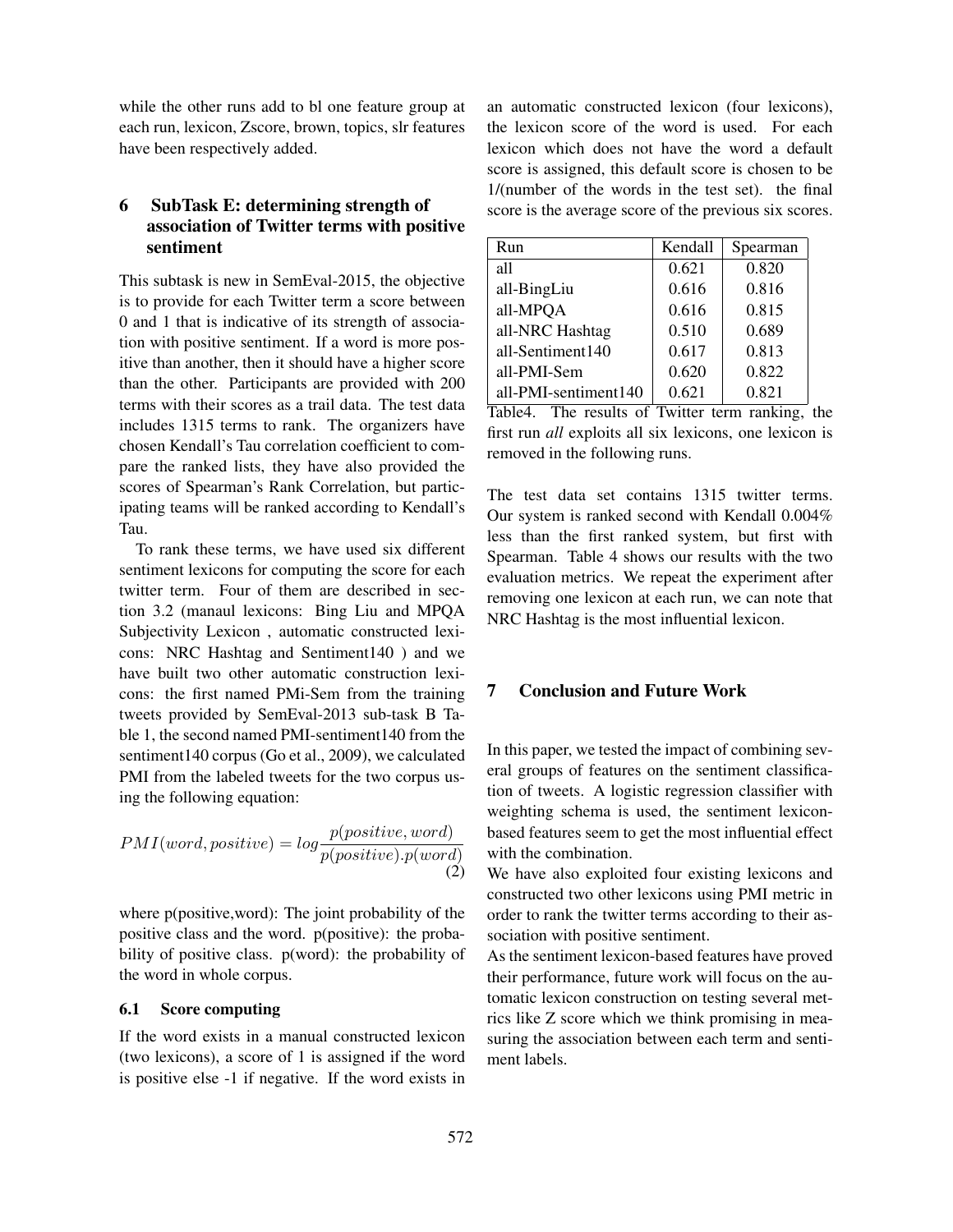while the other runs add to bl one feature group at each run, lexicon, Zscore, brown, topics, slr features have been respectively added.

## 6 SubTask E: determining strength of association of Twitter terms with positive sentiment

This subtask is new in SemEval-2015, the objective is to provide for each Twitter term a score between 0 and 1 that is indicative of its strength of association with positive sentiment. If a word is more positive than another, then it should have a higher score than the other. Participants are provided with 200 terms with their scores as a trail data. The test data includes 1315 terms to rank. The organizers have chosen Kendall's Tau correlation coefficient to compare the ranked lists, they have also provided the scores of Spearman's Rank Correlation, but participating teams will be ranked according to Kendall's Tau.

To rank these terms, we have used six different sentiment lexicons for computing the score for each twitter term. Four of them are described in section 3.2 (manaul lexicons: Bing Liu and MPQA Subjectivity Lexicon , automatic constructed lexicons: NRC Hashtag and Sentiment140 ) and we have built two other automatic construction lexicons: the first named PMi-Sem from the training tweets provided by SemEval-2013 sub-task B Table 1, the second named PMI-sentiment140 from the sentiment140 corpus (Go et al., 2009), we calculated PMI from the labeled tweets for the two corpus using the following equation:

$$PMI(word, positive) = log \frac{p(positive, word)}{p(positive).p(word)} \quad (2)$$

where p(positive,word): The joint probability of the positive class and the word. p(positive): the probability of positive class. p(word): the probability of the word in whole corpus.

### 6.1 Score computing

If the word exists in a manual constructed lexicon (two lexicons), a score of 1 is assigned if the word is positive else -1 if negative. If the word exists in an automatic constructed lexicon (four lexicons), the lexicon score of the word is used. For each lexicon which does not have the word a default score is assigned, this default score is chosen to be 1/(number of the words in the test set). the final score is the average score of the previous six scores.

| Run | Kendall | Spearman |
|---|---|---|
| all | 0.621 | 0.820 |
| all-BingLiu | 0.616 | 0.816 |
| all-MPQA | 0.616 | 0.815 |
| all-NRC Hashtag | 0.510 | 0.689 |
| all-Sentiment140 | 0.617 | 0.813 |
| all-PMI-Sem | 0.620 | 0.822 |
| all-PMI-sentiment140 | 0.621 | 0.821 |

Table4. The results of Twitter term ranking, the first run *all* exploits all six lexicons, one lexicon is removed in the following runs.

The test data set contains 1315 twitter terms. Our system is ranked second with Kendall 0.004% less than the first ranked system, but first with Spearman. Table 4 shows our results with the two evaluation metrics. We repeat the experiment after removing one lexicon at each run, we can note that NRC Hashtag is the most influential lexicon.

## 7 Conclusion and Future Work

In this paper, we tested the impact of combining several groups of features on the sentiment classification of tweets. A logistic regression classifier with weighting schema is used, the sentiment lexicon-based features seem to get the most influential effect with the combination.

We have also exploited four existing lexicons and constructed two other lexicons using PMI metric in order to rank the twitter terms according to their association with positive sentiment.

As the sentiment lexicon-based features have proved their performance, future work will focus on the automatic lexicon construction on testing several metrics like Z score which we think promising in measuring the association between each term and sentiment labels.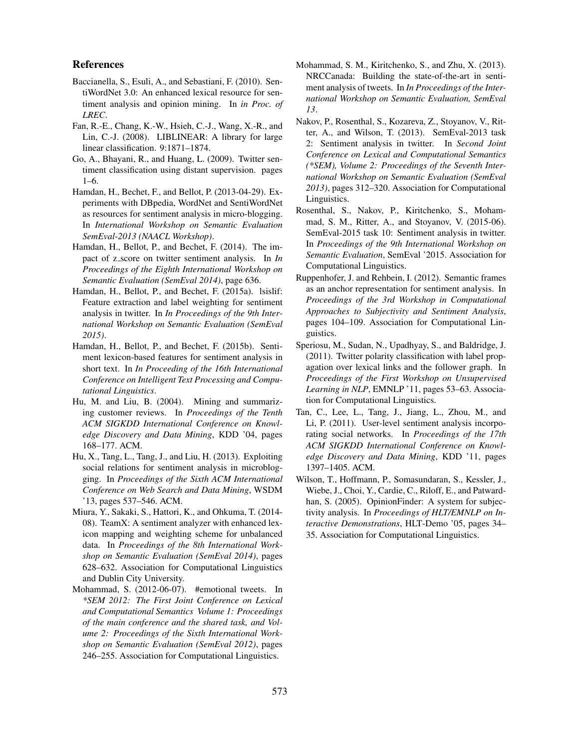## References

Baccianella, S., Esuli, A., and Sebastiani, F. (2010). SentiWordNet 3.0: An enhanced lexical resource for sentiment analysis and opinion mining. In *in Proc. of LREC*.

Fan, R.-E., Chang, K.-W., Hsieh, C.-J., Wang, X.-R., and Lin, C.-J. (2008). LIBLINEAR: A library for large linear classification. 9:1871–1874.

Go, A., Bhayani, R., and Huang, L. (2009). Twitter sentiment classification using distant supervision. pages 1–6.

Hamdan, H., Bechet, F., and Bellot, P. (2013-04-29). Experiments with DBpedia, WordNet and SentiWordNet as resources for sentiment analysis in micro-blogging. In *International Workshop on Semantic Evaluation SemEval-2013 (NAACL Workshop)*.

Hamdan, H., Bellot, P., and Bechet, F. (2014). The impact of z_score on twitter sentiment analysis. In *In Proceedings of the Eighth International Workshop on Semantic Evaluation (SemEval 2014)*, page 636.

Hamdan, H., Bellot, P., and Bechet, F. (2015a). lsislif: Feature extraction and label weighting for sentiment analysis in twitter. In *In Proceedings of the 9th International Workshop on Semantic Evaluation (SemEval 2015)*.

Hamdan, H., Bellot, P., and Bechet, F. (2015b). Sentiment lexicon-based features for sentiment analysis in short text. In *In Proceeding of the 16th International Conference on Intelligent Text Processing and Computational Linguistics*.

Hu, M. and Liu, B. (2004). Mining and summarizing customer reviews. In *Proceedings of the Tenth ACM SIGKDD International Conference on Knowledge Discovery and Data Mining*, KDD '04, pages 168–177. ACM.

Hu, X., Tang, L., Tang, J., and Liu, H. (2013). Exploiting social relations for sentiment analysis in microblogging. In *Proceedings of the Sixth ACM International Conference on Web Search and Data Mining*, WSDM '13, pages 537–546. ACM.

Miura, Y., Sakaki, S., Hattori, K., and Ohkuma, T. (2014-08). TeamX: A sentiment analyzer with enhanced lexicon mapping and weighting scheme for unbalanced data. In *Proceedings of the 8th International Workshop on Semantic Evaluation (SemEval 2014)*, pages 628–632. Association for Computational Linguistics and Dublin City University.

Mohammad, S. (2012-06-07). #emotional tweets. In *\*SEM 2012: The First Joint Conference on Lexical and Computational Semantics Volume 1: Proceedings of the main conference and the shared task, and Volume 2: Proceedings of the Sixth International Workshop on Semantic Evaluation (SemEval 2012)*, pages 246–255. Association for Computational Linguistics.

Mohammad, S. M., Kiritchenko, S., and Zhu, X. (2013). NRCCanada: Building the state-of-the-art in sentiment analysis of tweets. In *In Proceedings of the International Workshop on Semantic Evaluation, SemEval 13*.

Nakov, P., Rosenthal, S., Kozareva, Z., Stoyanov, V., Ritter, A., and Wilson, T. (2013). SemEval-2013 task 2: Sentiment analysis in twitter. In *Second Joint Conference on Lexical and Computational Semantics (\*SEM), Volume 2: Proceedings of the Seventh International Workshop on Semantic Evaluation (SemEval 2013)*, pages 312–320. Association for Computational Linguistics.

Rosenthal, S., Nakov, P., Kiritchenko, S., Mohammad, S. M., Ritter, A., and Stoyanov, V. (2015-06). SemEval-2015 task 10: Sentiment analysis in twitter. In *Proceedings of the 9th International Workshop on Semantic Evaluation*, SemEval '2015. Association for Computational Linguistics.

Ruppenhofer, J. and Rehbein, I. (2012). Semantic frames as an anchor representation for sentiment analysis. In *Proceedings of the 3rd Workshop in Computational Approaches to Subjectivity and Sentiment Analysis*, pages 104–109. Association for Computational Linguistics.

Speriosu, M., Sudan, N., Upadhyay, S., and Baldridge, J. (2011). Twitter polarity classification with label propagation over lexical links and the follower graph. In *Proceedings of the First Workshop on Unsupervised Learning in NLP*, EMNLP '11, pages 53–63. Association for Computational Linguistics.

Tan, C., Lee, L., Tang, J., Jiang, L., Zhou, M., and Li, P. (2011). User-level sentiment analysis incorporating social networks. In *Proceedings of the 17th ACM SIGKDD International Conference on Knowledge Discovery and Data Mining*, KDD '11, pages 1397–1405. ACM.

Wilson, T., Hoffmann, P., Somasundaran, S., Kessler, J., Wiebe, J., Choi, Y., Cardie, C., Riloff, E., and Patwardhan, S. (2005). OpinionFinder: A system for subjectivity analysis. In *Proceedings of HLT/EMNLP on Interactive Demonstrations*, HLT-Demo '05, pages 34–35. Association for Computational Linguistics.